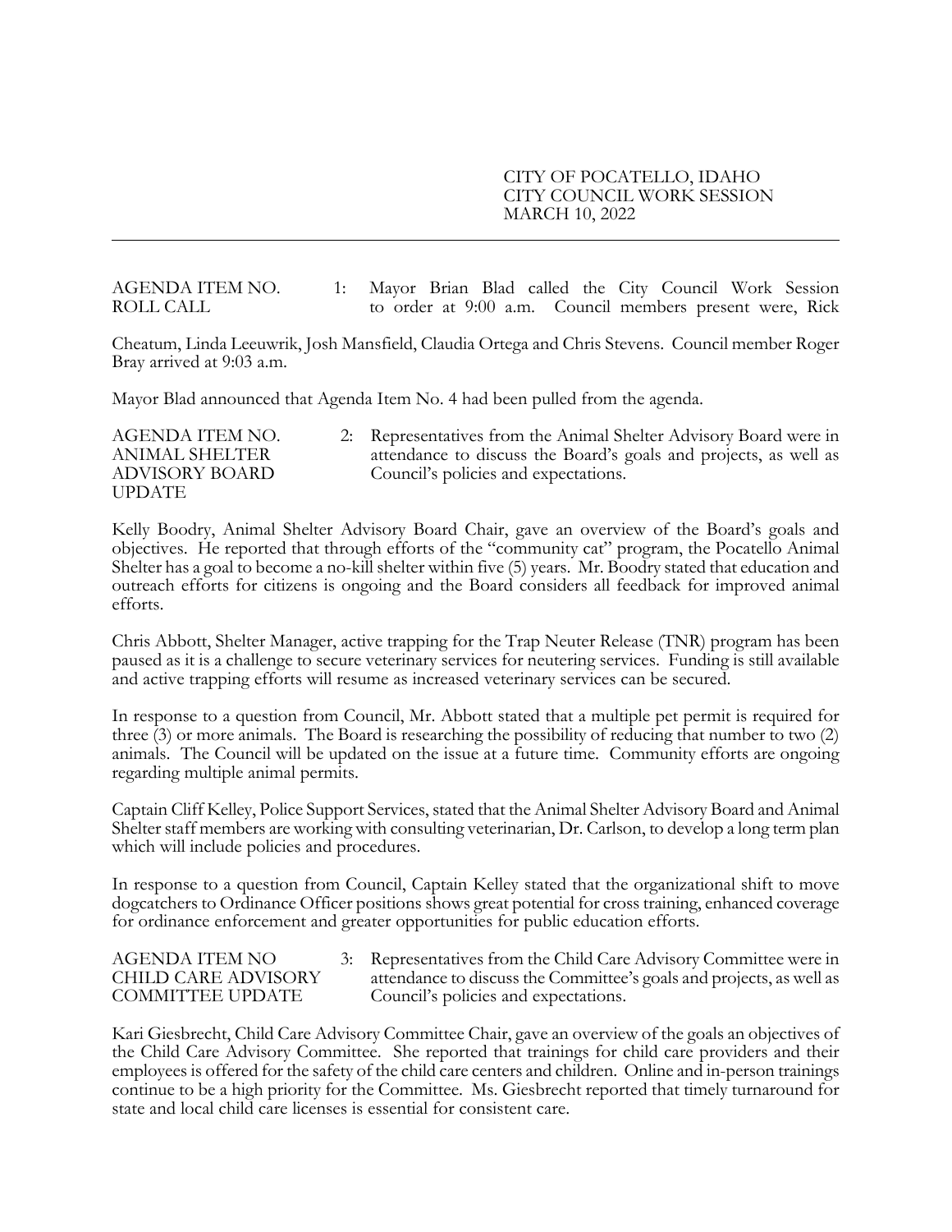CITY OF POCATELLO, IDAHO
CITY COUNCIL WORK SESSION
MARCH 10, 2022

---

**AGENDA ITEM NO. 1: ROLL CALL**

Mayor Brian Blad called the City Council Work Session to order at 9:00 a.m. Council members present were, Rick Cheatum, Linda Leeuwrik, Josh Mansfield, Claudia Ortega and Chris Stevens. Council member Roger Bray arrived at 9:03 a.m.

Mayor Blad announced that Agenda Item No. 4 had been pulled from the agenda.

**AGENDA ITEM NO. 2: ANIMAL SHELTER ADVISORY BOARD UPDATE**

Representatives from the Animal Shelter Advisory Board were in attendance to discuss the Board's goals and projects, as well as Council's policies and expectations.

Kelly Boodry, Animal Shelter Advisory Board Chair, gave an overview of the Board's goals and objectives. He reported that through efforts of the "community cat" program, the Pocatello Animal Shelter has a goal to become a no-kill shelter within five (5) years. Mr. Boodry stated that education and outreach efforts for citizens is ongoing and the Board considers all feedback for improved animal efforts.

Chris Abbott, Shelter Manager, active trapping for the Trap Neuter Release (TNR) program has been paused as it is a challenge to secure veterinary services for neutering services. Funding is still available and active trapping efforts will resume as increased veterinary services can be secured.

In response to a question from Council, Mr. Abbott stated that a multiple pet permit is required for three (3) or more animals. The Board is researching the possibility of reducing that number to two (2) animals. The Council will be updated on the issue at a future time. Community efforts are ongoing regarding multiple animal permits.

Captain Cliff Kelley, Police Support Services, stated that the Animal Shelter Advisory Board and Animal Shelter staff members are working with consulting veterinarian, Dr. Carlson, to develop a long term plan which will include policies and procedures.

In response to a question from Council, Captain Kelley stated that the organizational shift to move dogcatchers to Ordinance Officer positions shows great potential for cross training, enhanced coverage for ordinance enforcement and greater opportunities for public education efforts.

**AGENDA ITEM NO 3: CHILD CARE ADVISORY COMMITTEE UPDATE**

Representatives from the Child Care Advisory Committee were in attendance to discuss the Committee's goals and projects, as well as Council's policies and expectations.

Kari Giesbrecht, Child Care Advisory Committee Chair, gave an overview of the goals an objectives of the Child Care Advisory Committee. She reported that trainings for child care providers and their employees is offered for the safety of the child care centers and children. Online and in-person trainings continue to be a high priority for the Committee. Ms. Giesbrecht reported that timely turnaround for state and local child care licenses is essential for consistent care.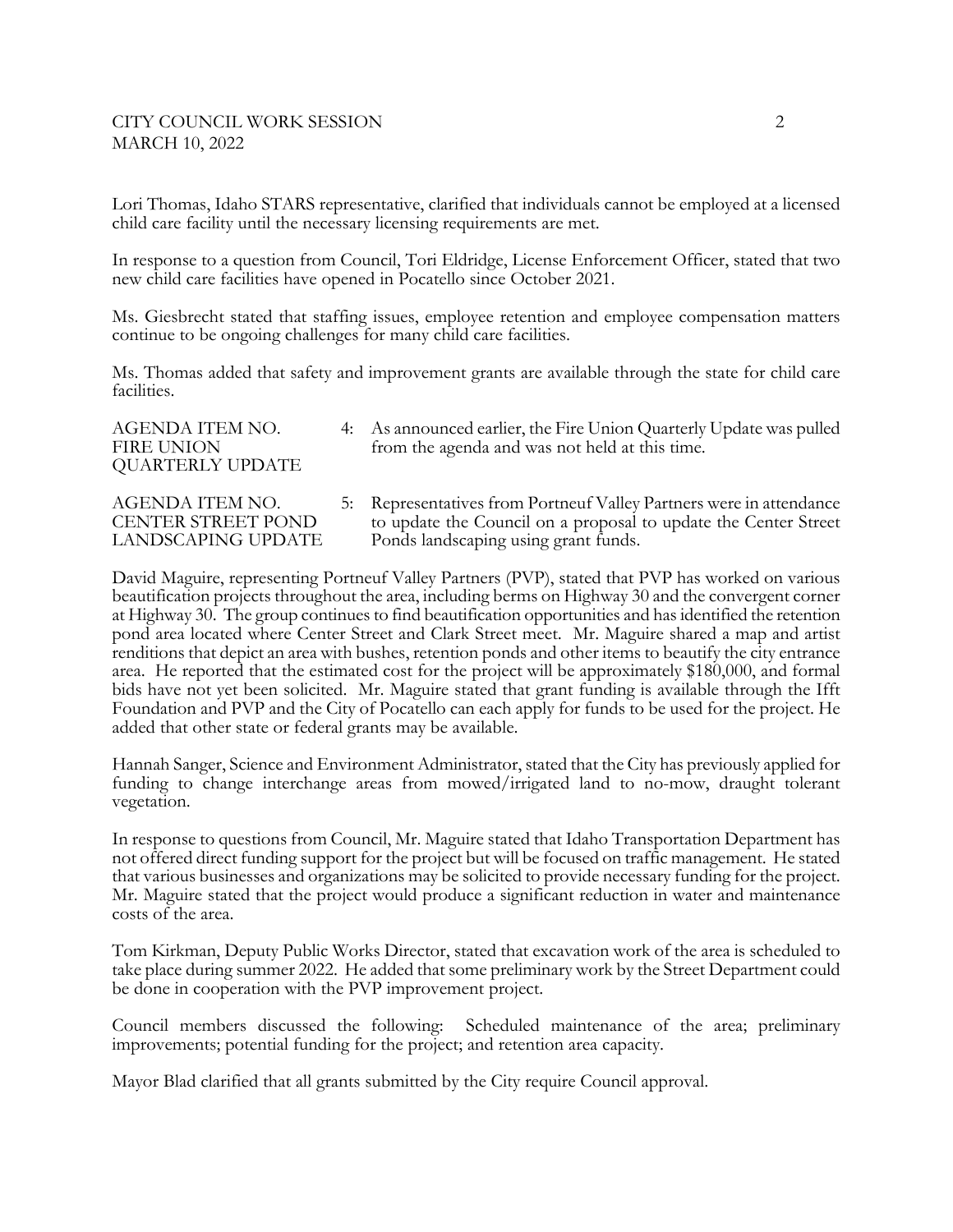Lori Thomas, Idaho STARS representative, clarified that individuals cannot be employed at a licensed child care facility until the necessary licensing requirements are met.

In response to a question from Council, Tori Eldridge, License Enforcement Officer, stated that two new child care facilities have opened in Pocatello since October 2021.

Ms. Giesbrecht stated that staffing issues, employee retention and employee compensation matters continue to be ongoing challenges for many child care facilities.

Ms. Thomas added that safety and improvement grants are available through the state for child care facilities.

| AGENDA ITEM NO. 4: FIRE UNION QUARTERLY UPDATE | As announced earlier, the Fire Union Quarterly Update was pulled from the agenda and was not held at this time. |
|---|---|
| AGENDA ITEM NO. 5: CENTER STREET POND LANDSCAPING UPDATE | Representatives from Portneuf Valley Partners were in attendance to update the Council on a proposal to update the Center Street Ponds landscaping using grant funds. |

David Maguire, representing Portneuf Valley Partners (PVP), stated that PVP has worked on various beautification projects throughout the area, including berms on Highway 30 and the convergent corner at Highway 30. The group continues to find beautification opportunities and has identified the retention pond area located where Center Street and Clark Street meet. Mr. Maguire shared a map and artist renditions that depict an area with bushes, retention ponds and other items to beautify the city entrance area. He reported that the estimated cost for the project will be approximately $180,000, and formal bids have not yet been solicited. Mr. Maguire stated that grant funding is available through the Ifft Foundation and PVP and the City of Pocatello can each apply for funds to be used for the project. He added that other state or federal grants may be available.

Hannah Sanger, Science and Environment Administrator, stated that the City has previously applied for funding to change interchange areas from mowed/irrigated land to no-mow, draught tolerant vegetation.

In response to questions from Council, Mr. Maguire stated that Idaho Transportation Department has not offered direct funding support for the project but will be focused on traffic management. He stated that various businesses and organizations may be solicited to provide necessary funding for the project. Mr. Maguire stated that the project would produce a significant reduction in water and maintenance costs of the area.

Tom Kirkman, Deputy Public Works Director, stated that excavation work of the area is scheduled to take place during summer 2022. He added that some preliminary work by the Street Department could be done in cooperation with the PVP improvement project.

Council members discussed the following: Scheduled maintenance of the area; preliminary improvements; potential funding for the project; and retention area capacity.

Mayor Blad clarified that all grants submitted by the City require Council approval.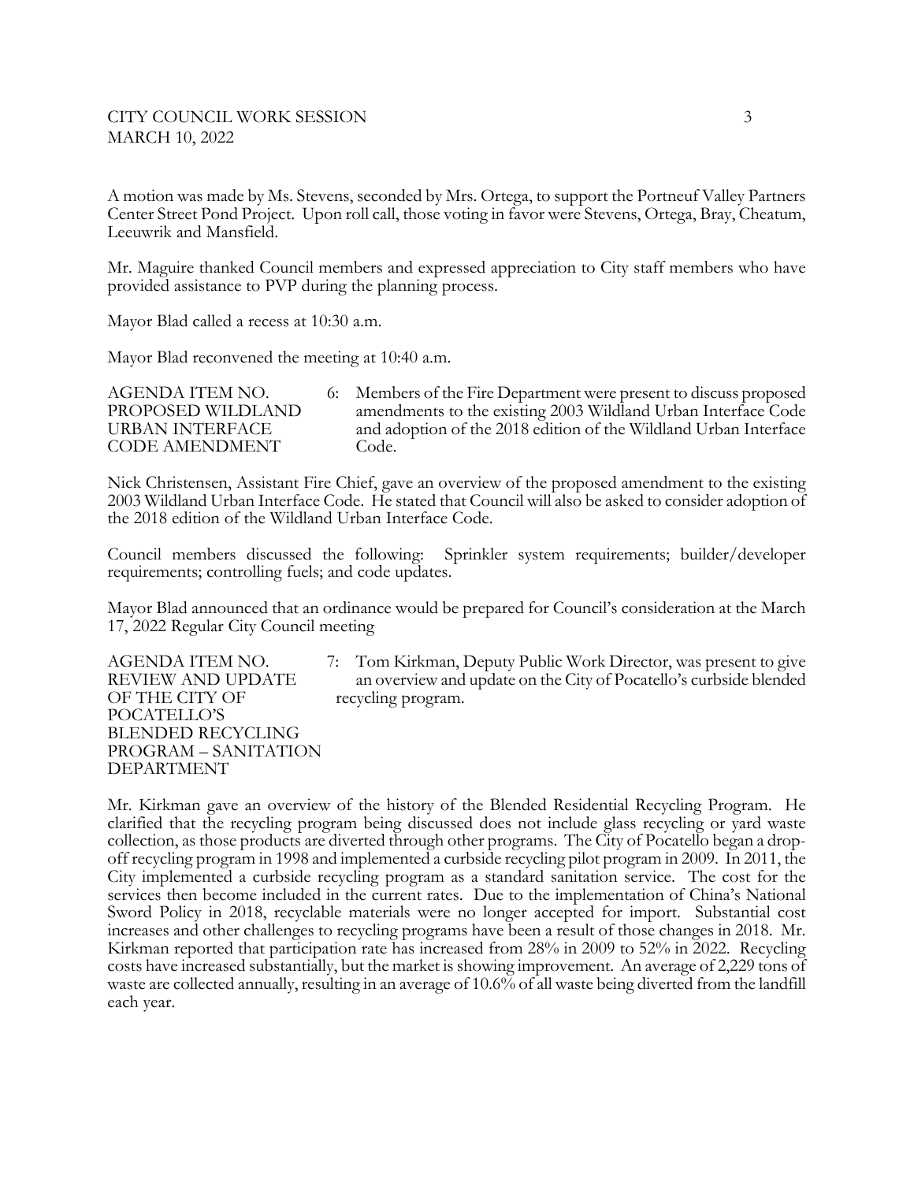A motion was made by Ms. Stevens, seconded by Mrs. Ortega, to support the Portneuf Valley Partners Center Street Pond Project. Upon roll call, those voting in favor were Stevens, Ortega, Bray, Cheatum, Leeuwrik and Mansfield.

Mr. Maguire thanked Council members and expressed appreciation to City staff members who have provided assistance to PVP during the planning process.

Mayor Blad called a recess at 10:30 a.m.

Mayor Blad reconvened the meeting at 10:40 a.m.

AGENDA ITEM NO. 6: PROPOSED WILDLAND URBAN INTERFACE CODE AMENDMENT

Members of the Fire Department were present to discuss proposed amendments to the existing 2003 Wildland Urban Interface Code and adoption of the 2018 edition of the Wildland Urban Interface Code.

Nick Christensen, Assistant Fire Chief, gave an overview of the proposed amendment to the existing 2003 Wildland Urban Interface Code. He stated that Council will also be asked to consider adoption of the 2018 edition of the Wildland Urban Interface Code.

Council members discussed the following: Sprinkler system requirements; builder/developer requirements; controlling fuels; and code updates.

Mayor Blad announced that an ordinance would be prepared for Council's consideration at the March 17, 2022 Regular City Council meeting

AGENDA ITEM NO. 7: REVIEW AND UPDATE OF THE CITY OF POCATELLO'S BLENDED RECYCLING PROGRAM – SANITATION DEPARTMENT

Tom Kirkman, Deputy Public Work Director, was present to give an overview and update on the City of Pocatello's curbside blended recycling program.

Mr. Kirkman gave an overview of the history of the Blended Residential Recycling Program. He clarified that the recycling program being discussed does not include glass recycling or yard waste collection, as those products are diverted through other programs. The City of Pocatello began a drop-off recycling program in 1998 and implemented a curbside recycling pilot program in 2009. In 2011, the City implemented a curbside recycling program as a standard sanitation service. The cost for the services then become included in the current rates. Due to the implementation of China's National Sword Policy in 2018, recyclable materials were no longer accepted for import. Substantial cost increases and other challenges to recycling programs have been a result of those changes in 2018. Mr. Kirkman reported that participation rate has increased from 28% in 2009 to 52% in 2022. Recycling costs have increased substantially, but the market is showing improvement. An average of 2,229 tons of waste are collected annually, resulting in an average of 10.6% of all waste being diverted from the landfill each year.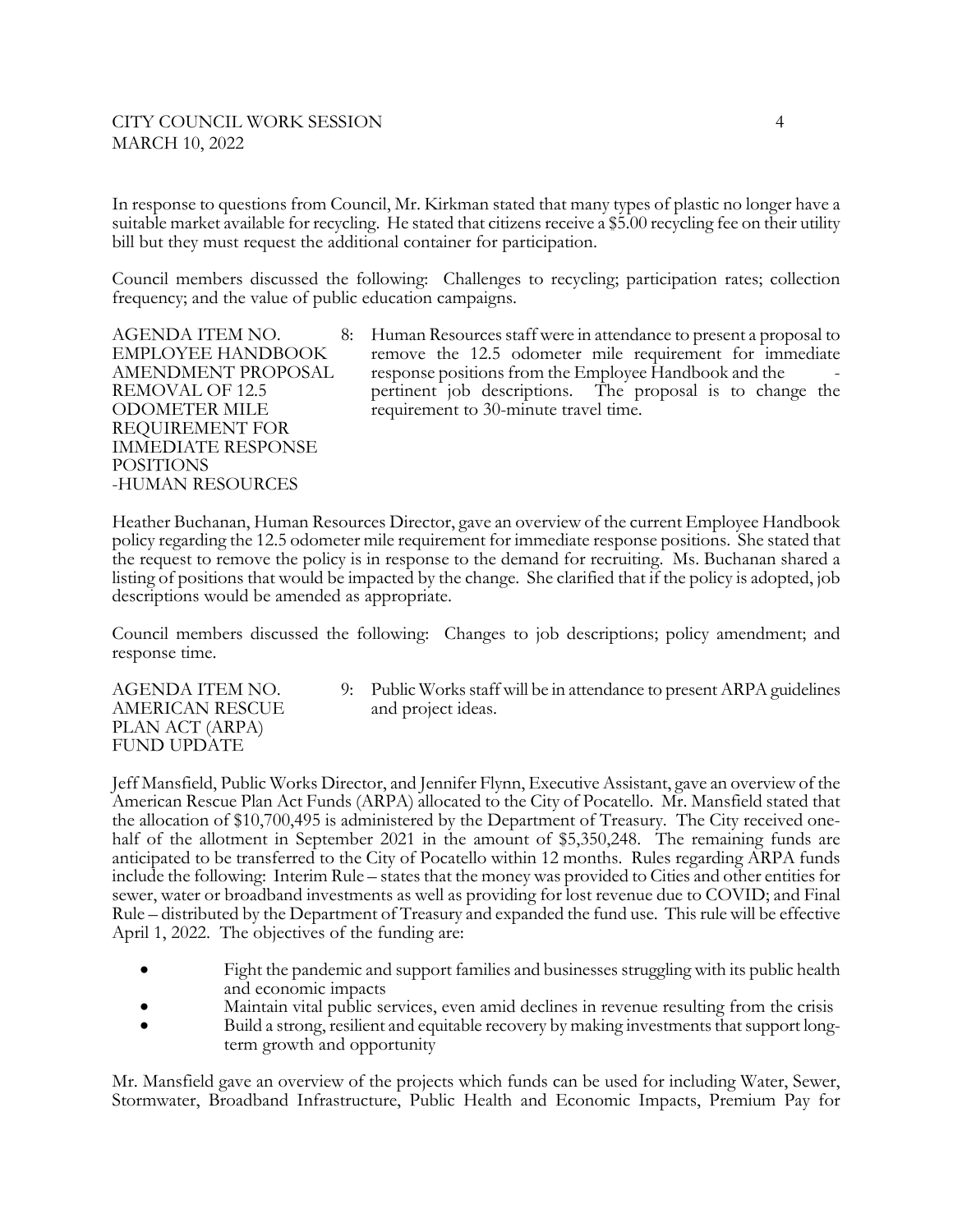In response to questions from Council, Mr. Kirkman stated that many types of plastic no longer have a suitable market available for recycling. He stated that citizens receive a $5.00 recycling fee on their utility bill but they must request the additional container for participation.

Council members discussed the following: Challenges to recycling; participation rates; collection frequency; and the value of public education campaigns.

**AGENDA ITEM NO. 8: EMPLOYEE HANDBOOK AMENDMENT PROPOSAL REMOVAL OF 12.5 ODOMETER MILE REQUIREMENT FOR IMMEDIATE RESPONSE POSITIONS -HUMAN RESOURCES**

Human Resources staff were in attendance to present a proposal to remove the 12.5 odometer mile requirement for immediate response positions from the Employee Handbook and the - pertinent job descriptions. The proposal is to change the requirement to 30-minute travel time.

Heather Buchanan, Human Resources Director, gave an overview of the current Employee Handbook policy regarding the 12.5 odometer mile requirement for immediate response positions. She stated that the request to remove the policy is in response to the demand for recruiting. Ms. Buchanan shared a listing of positions that would be impacted by the change. She clarified that if the policy is adopted, job descriptions would be amended as appropriate.

Council members discussed the following: Changes to job descriptions; policy amendment; and response time.

**AGENDA ITEM NO. 9: AMERICAN RESCUE PLAN ACT (ARPA) FUND UPDATE**

Public Works staff will be in attendance to present ARPA guidelines and project ideas.

Jeff Mansfield, Public Works Director, and Jennifer Flynn, Executive Assistant, gave an overview of the American Rescue Plan Act Funds (ARPA) allocated to the City of Pocatello. Mr. Mansfield stated that the allocation of $10,700,495 is administered by the Department of Treasury. The City received one-half of the allotment in September 2021 in the amount of $5,350,248. The remaining funds are anticipated to be transferred to the City of Pocatello within 12 months. Rules regarding ARPA funds include the following: Interim Rule – states that the money was provided to Cities and other entities for sewer, water or broadband investments as well as providing for lost revenue due to COVID; and Final Rule – distributed by the Department of Treasury and expanded the fund use. This rule will be effective April 1, 2022. The objectives of the funding are:

- Fight the pandemic and support families and businesses struggling with its public health and economic impacts
- Maintain vital public services, even amid declines in revenue resulting from the crisis
- Build a strong, resilient and equitable recovery by making investments that support long-term growth and opportunity

Mr. Mansfield gave an overview of the projects which funds can be used for including Water, Sewer, Stormwater, Broadband Infrastructure, Public Health and Economic Impacts, Premium Pay for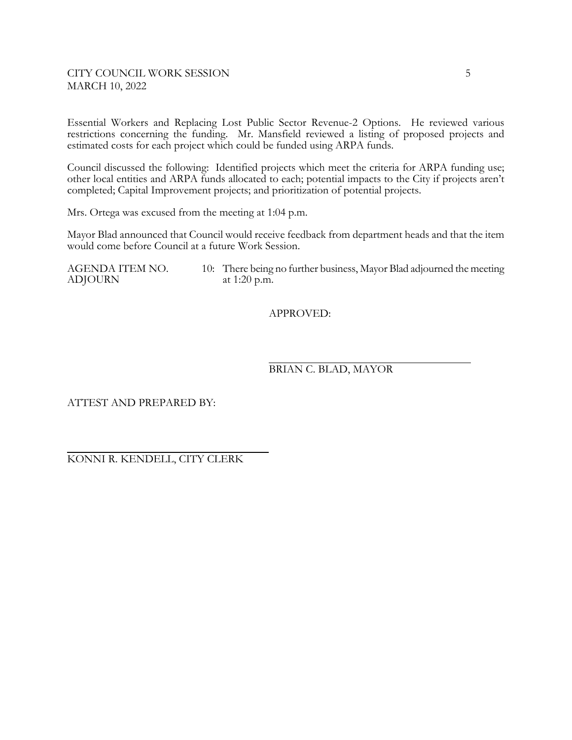Essential Workers and Replacing Lost Public Sector Revenue-2 Options. He reviewed various restrictions concerning the funding. Mr. Mansfield reviewed a listing of proposed projects and estimated costs for each project which could be funded using ARPA funds.

Council discussed the following: Identified projects which meet the criteria for ARPA funding use; other local entities and ARPA funds allocated to each; potential impacts to the City if projects aren't completed; Capital Improvement projects; and prioritization of potential projects.

Mrs. Ortega was excused from the meeting at 1:04 p.m.

Mayor Blad announced that Council would receive feedback from department heads and that the item would come before Council at a future Work Session.

AGENDA ITEM NO. 10: ADJOURN

There being no further business, Mayor Blad adjourned the meeting at 1:20 p.m.

APPROVED:

BRIAN C. BLAD, MAYOR

ATTEST AND PREPARED BY:

KONNI R. KENDELL, CITY CLERK